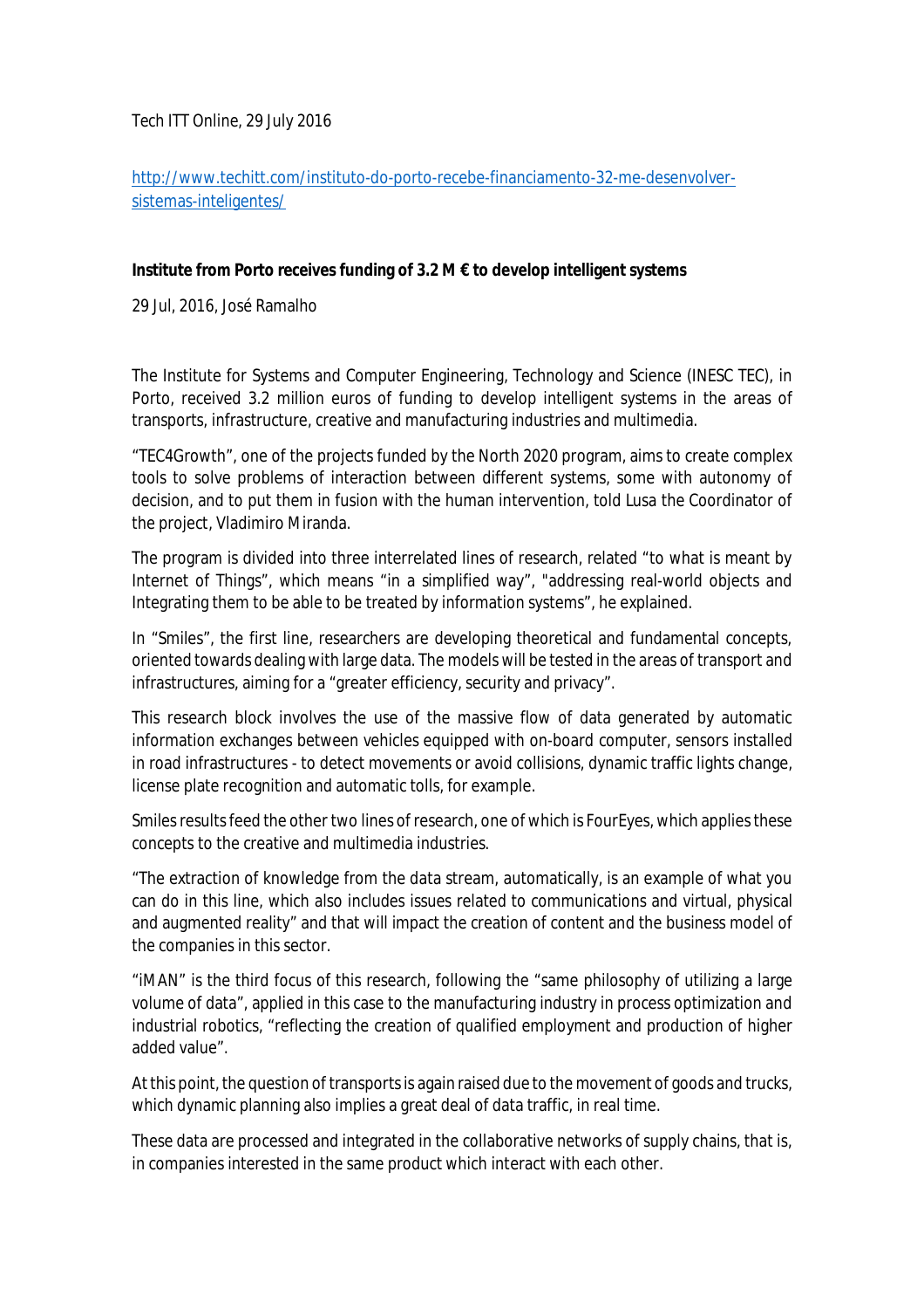Tech ITT Online, 29 July 2016

http://www.techitt.com/instituto-do-porto-recebe-financiamento-32-me-desenvolver-sistemas-inteligentes/

**Institute from Porto receives funding of 3.2 M € to develop intelligent systems**

29 Jul, 2016, José Ramalho

The Institute for Systems and Computer Engineering, Technology and Science (INESC TEC), in Porto, received 3.2 million euros of funding to develop intelligent systems in the areas of transports, infrastructure, creative and manufacturing industries and multimedia.

"TEC4Growth", one of the projects funded by the North 2020 program, aims to create complex tools to solve problems of interaction between different systems, some with autonomy of decision, and to put them in fusion with the human intervention, told Lusa the Coordinator of the project, Vladimiro Miranda.

The program is divided into three interrelated lines of research, related "to what is meant by Internet of Things", which means "in a simplified way", "addressing real-world objects and Integrating them to be able to be treated by information systems", he explained.

In "Smiles", the first line, researchers are developing theoretical and fundamental concepts, oriented towards dealing with large data. The models will be tested in the areas of transport and infrastructures, aiming for a "greater efficiency, security and privacy".

This research block involves the use of the massive flow of data generated by automatic information exchanges between vehicles equipped with on-board computer, sensors installed in road infrastructures - to detect movements or avoid collisions, dynamic traffic lights change, license plate recognition and automatic tolls, for example.

Smiles results feed the other two lines of research, one of which is FourEyes, which applies these concepts to the creative and multimedia industries.

"The extraction of knowledge from the data stream, automatically, is an example of what you can do in this line, which also includes issues related to communications and virtual, physical and augmented reality" and that will impact the creation of content and the business model of the companies in this sector.

"iMAN" is the third focus of this research, following the "same philosophy of utilizing a large volume of data", applied in this case to the manufacturing industry in process optimization and industrial robotics, "reflecting the creation of qualified employment and production of higher added value".

At this point, the question of transports is again raised due to the movement of goods and trucks, which dynamic planning also implies a great deal of data traffic, in real time.

These data are processed and integrated in the collaborative networks of supply chains, that is, in companies interested in the same product which interact with each other.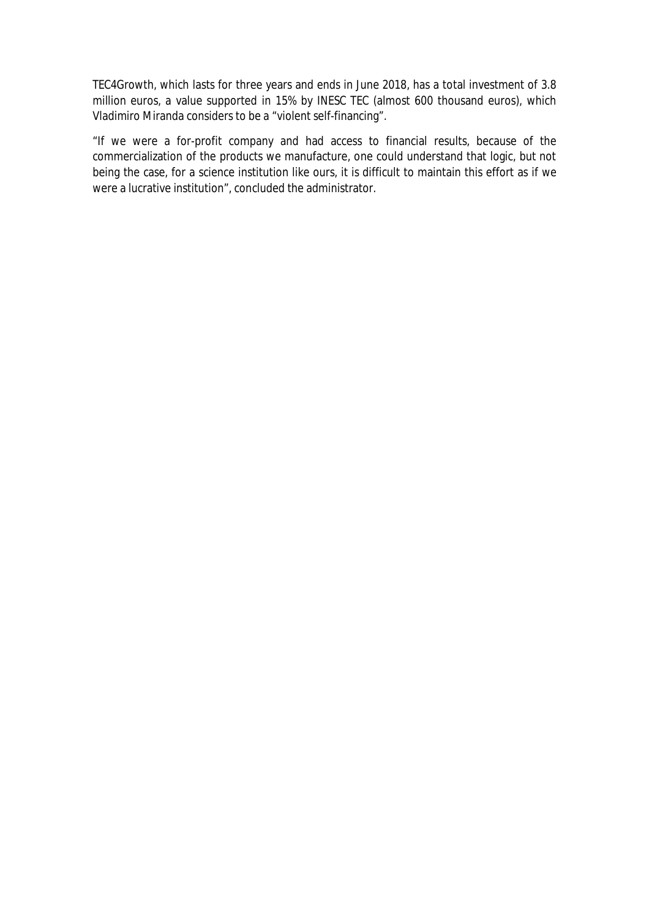TEC4Growth, which lasts for three years and ends in June 2018, has a total investment of 3.8 million euros, a value supported in 15% by INESC TEC (almost 600 thousand euros), which Vladimiro Miranda considers to be a "violent self-financing".

"If we were a for-profit company and had access to financial results, because of the commercialization of the products we manufacture, one could understand that logic, but not being the case, for a science institution like ours, it is difficult to maintain this effort as if we were a lucrative institution", concluded the administrator.